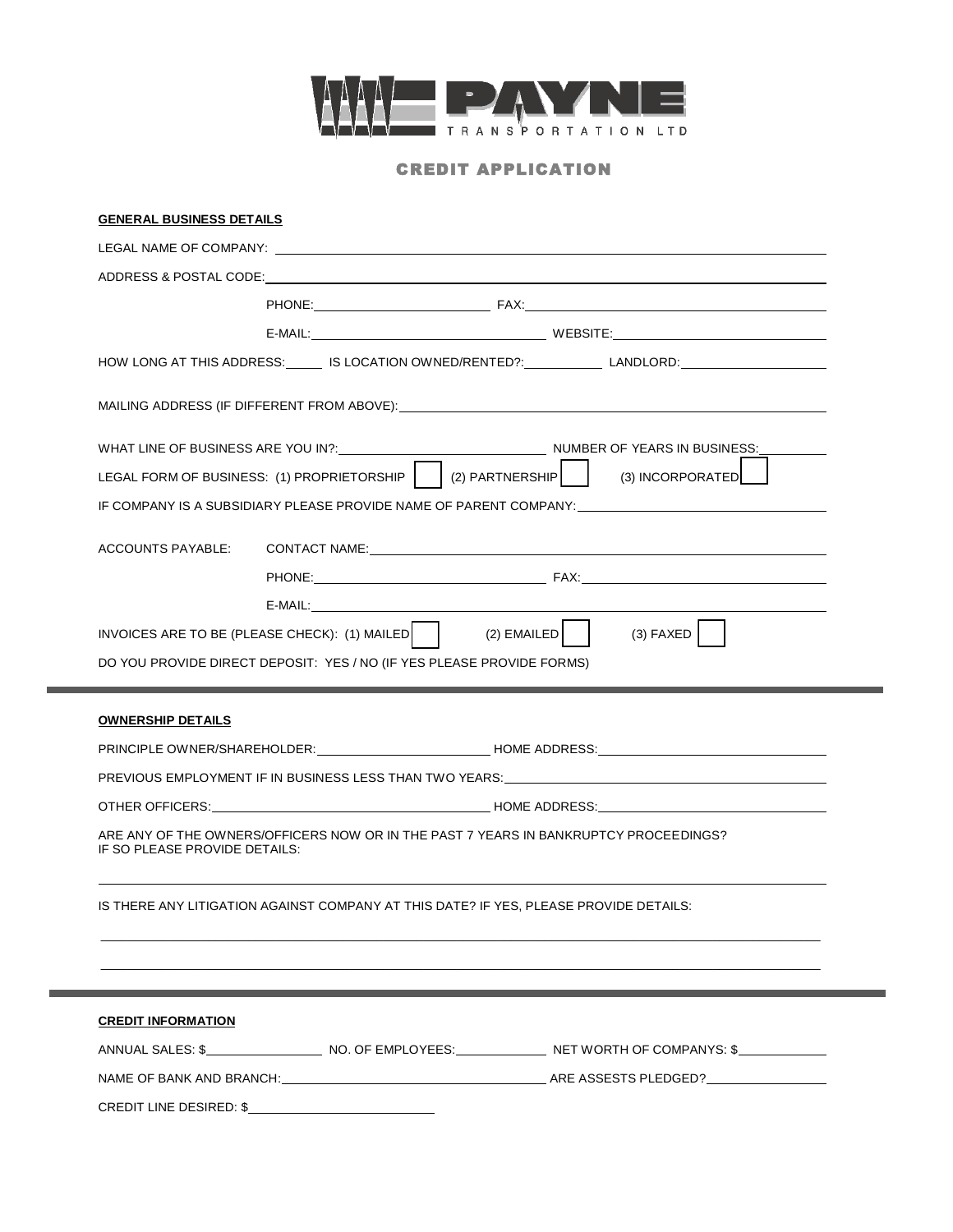# PAYNE TRANSPORTATION LTD

## CREDIT APPLICATION

**GENERAL BUSINESS DETAILS**

LEGAL NAME OF COMPANY: ______________________________

ADDRESS & POSTAL CODE: ______________________________

PHONE: ______________ FAX: ______________

E-MAIL: ______________ WEBSITE: ______________

HOW LONG AT THIS ADDRESS: ______ IS LOCATION OWNED/RENTED?: ______ LANDLORD: ______

MAILING ADDRESS (IF DIFFERENT FROM ABOVE): ______________________________

WHAT LINE OF BUSINESS ARE YOU IN?: ______________ NUMBER OF YEARS IN BUSINESS: ______

LEGAL FORM OF BUSINESS: (1) PROPRIETORSHIP ☐ (2) PARTNERSHIP ☐ (3) INCORPORATED ☐

IF COMPANY IS A SUBSIDIARY PLEASE PROVIDE NAME OF PARENT COMPANY: ______________

ACCOUNTS PAYABLE: CONTACT NAME: ______________________________

PHONE: ______________ FAX: ______________

E-MAIL: ______________________________

INVOICES ARE TO BE (PLEASE CHECK): (1) MAILED ☐ (2) EMAILED ☐ (3) FAXED ☐

DO YOU PROVIDE DIRECT DEPOSIT: YES / NO (IF YES PLEASE PROVIDE FORMS)

---

**OWNERSHIP DETAILS**

PRINCIPLE OWNER/SHAREHOLDER: ______________ HOME ADDRESS: ______________

PREVIOUS EMPLOYMENT IF IN BUSINESS LESS THAN TWO YEARS: ______________

OTHER OFFICERS: ______________ HOME ADDRESS: ______________

ARE ANY OF THE OWNERS/OFFICERS NOW OR IN THE PAST 7 YEARS IN BANKRUPTCY PROCEEDINGS?
IF SO PLEASE PROVIDE DETAILS:

______________________________

IS THERE ANY LITIGATION AGAINST COMPANY AT THIS DATE? IF YES, PLEASE PROVIDE DETAILS:

______________________________

______________________________

---

**CREDIT INFORMATION**

ANNUAL SALES: $______________ NO. OF EMPLOYEES: ______________ NET WORTH OF COMPANYS: $______________

NAME OF BANK AND BRANCH: ______________ ARE ASSESTS PLEDGED? ______________

CREDIT LINE DESIRED: $______________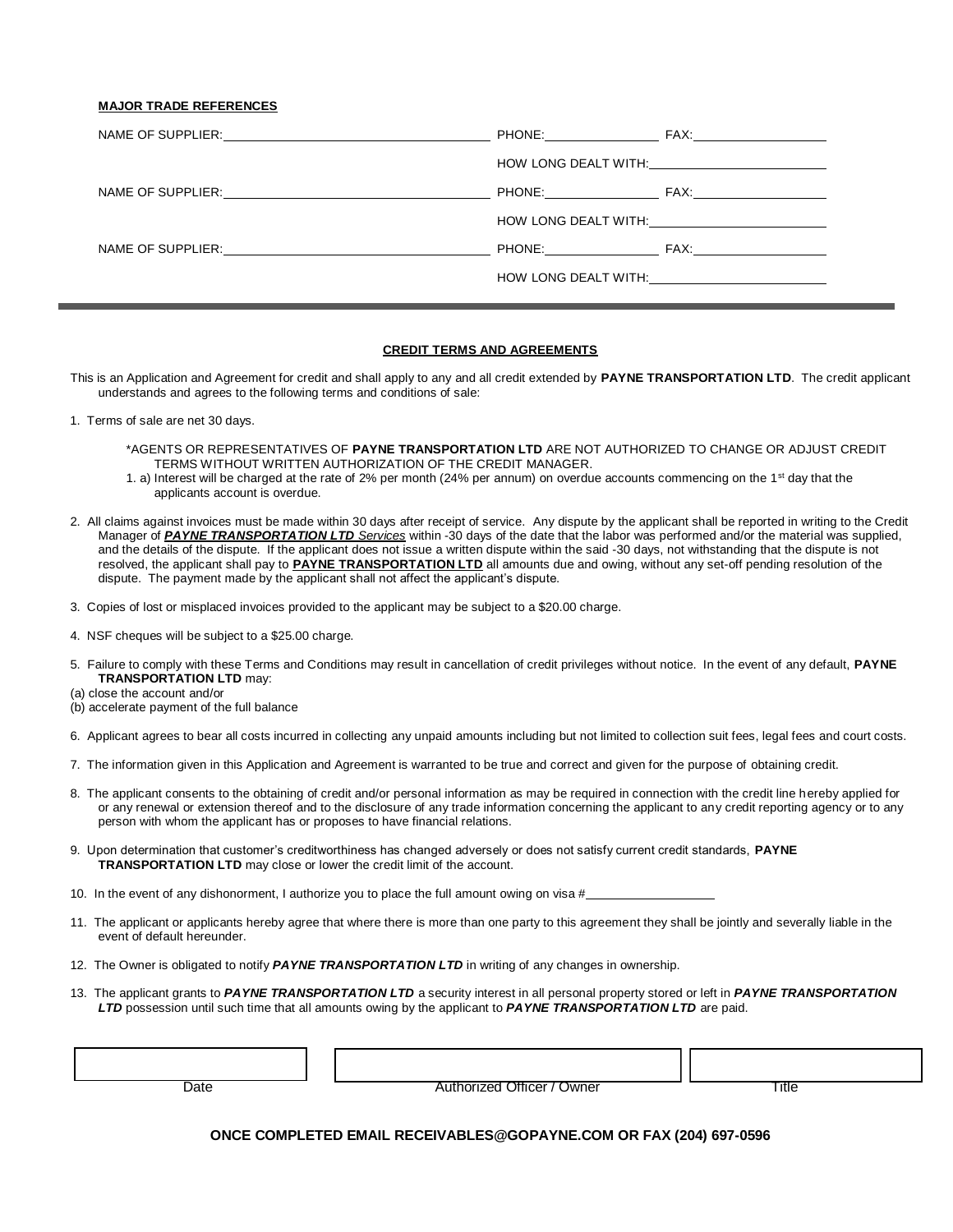**MAJOR TRADE REFERENCES**

NAME OF SUPPLIER:\_\_\_\_\_\_\_\_\_\_\_\_\_\_\_\_\_\_\_\_ PHONE:\_\_\_\_\_\_\_\_\_\_ FAX:\_\_\_\_\_\_\_\_\_\_

HOW LONG DEALT WITH:\_\_\_\_\_\_\_\_\_\_\_\_\_\_\_\_

NAME OF SUPPLIER:\_\_\_\_\_\_\_\_\_\_\_\_\_\_\_\_\_\_\_\_ PHONE:\_\_\_\_\_\_\_\_\_\_ FAX:\_\_\_\_\_\_\_\_\_\_

HOW LONG DEALT WITH:\_\_\_\_\_\_\_\_\_\_\_\_\_\_\_\_

NAME OF SUPPLIER:\_\_\_\_\_\_\_\_\_\_\_\_\_\_\_\_\_\_\_\_ PHONE:\_\_\_\_\_\_\_\_\_\_ FAX:\_\_\_\_\_\_\_\_\_\_

HOW LONG DEALT WITH:\_\_\_\_\_\_\_\_\_\_\_\_\_\_\_\_

---

**CREDIT TERMS AND AGREEMENTS**

This is an Application and Agreement for credit and shall apply to any and all credit extended by **PAYNE TRANSPORTATION LTD**. The credit applicant understands and agrees to the following terms and conditions of sale:

1. Terms of sale are net 30 days.

   *AGENTS OR REPRESENTATIVES OF **PAYNE TRANSPORTATION LTD** ARE NOT AUTHORIZED TO CHANGE OR ADJUST CREDIT TERMS WITHOUT WRITTEN AUTHORIZATION OF THE CREDIT MANAGER.

   1. a) Interest will be charged at the rate of 2% per month (24% per annum) on overdue accounts commencing on the 1st day that the applicants account is overdue.

2. All claims against invoices must be made within 30 days after receipt of service. Any dispute by the applicant shall be reported in writing to the Credit Manager of ***PAYNE TRANSPORTATION LTD** Services* within -30 days of the date that the labor was performed and/or the material was supplied, and the details of the dispute. If the applicant does not issue a written dispute within the said -30 days, not withstanding that the dispute is not resolved, the applicant shall pay to **PAYNE TRANSPORTATION LTD** all amounts due and owing, without any set-off pending resolution of the dispute. The payment made by the applicant shall not affect the applicant's dispute.

3. Copies of lost or misplaced invoices provided to the applicant may be subject to a $20.00 charge.

4. NSF cheques will be subject to a $25.00 charge.

5. Failure to comply with these Terms and Conditions may result in cancellation of credit privileges without notice. In the event of any default, **PAYNE TRANSPORTATION LTD** may:

(a) close the account and/or
(b) accelerate payment of the full balance

6. Applicant agrees to bear all costs incurred in collecting any unpaid amounts including but not limited to collection suit fees, legal fees and court costs.

7. The information given in this Application and Agreement is warranted to be true and correct and given for the purpose of obtaining credit.

8. The applicant consents to the obtaining of credit and/or personal information as may be required in connection with the credit line hereby applied for or any renewal or extension thereof and to the disclosure of any trade information concerning the applicant to any credit reporting agency or to any person with whom the applicant has or proposes to have financial relations.

9. Upon determination that customer's creditworthiness has changed adversely or does not satisfy current credit standards, **PAYNE TRANSPORTATION LTD** may close or lower the credit limit of the account.

10. In the event of any dishonorment, I authorize you to place the full amount owing on visa #\_\_\_\_\_\_\_\_\_\_\_\_\_\_\_\_

11. The applicant or applicants hereby agree that where there is more than one party to this agreement they shall be jointly and severally liable in the event of default hereunder.

12. The Owner is obligated to notify ***PAYNE TRANSPORTATION LTD*** in writing of any changes in ownership.

13. The applicant grants to ***PAYNE TRANSPORTATION LTD*** a security interest in all personal property stored or left in ***PAYNE TRANSPORTATION LTD*** possession until such time that all amounts owing by the applicant to ***PAYNE TRANSPORTATION LTD*** are paid.

| Date | Authorized Officer / Owner | Title |
|---|---|---|
| | | |

**ONCE COMPLETED EMAIL RECEIVABLES@GOPAYNE.COM OR FAX (204) 697-0596**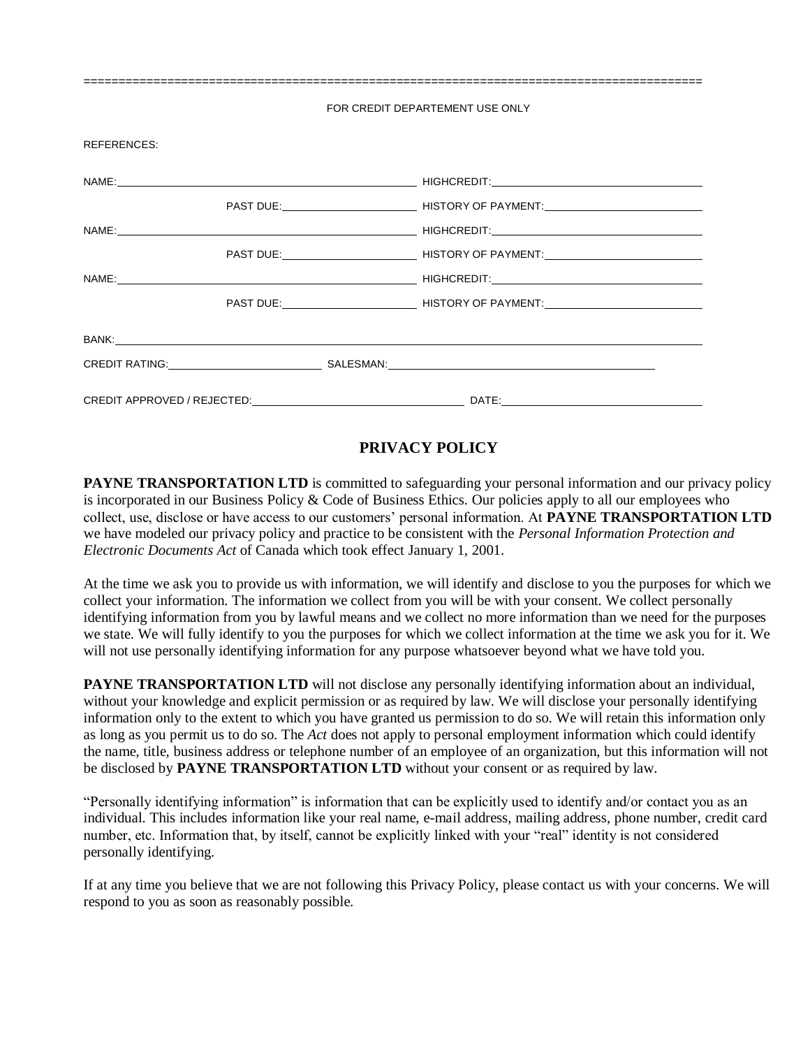==========================================================================================

FOR CREDIT DEPARTEMENT USE ONLY

REFERENCES:

NAME:______________________________ HIGHCREDIT:______________________

PAST DUE:______________ HISTORY OF PAYMENT:______________

NAME:______________________________ HIGHCREDIT:______________________

PAST DUE:______________ HISTORY OF PAYMENT:______________

NAME:______________________________ HIGHCREDIT:______________________

PAST DUE:______________ HISTORY OF PAYMENT:______________

BANK:______________________________________________________________

CREDIT RATING:______________ SALESMAN:__________________________

CREDIT APPROVED / REJECTED:____________________ DATE:____________________

## PRIVACY POLICY

**PAYNE TRANSPORTATION LTD** is committed to safeguarding your personal information and our privacy policy is incorporated in our Business Policy & Code of Business Ethics. Our policies apply to all our employees who collect, use, disclose or have access to our customers' personal information. At **PAYNE TRANSPORTATION LTD** we have modeled our privacy policy and practice to be consistent with the *Personal Information Protection and Electronic Documents Act* of Canada which took effect January 1, 2001.

At the time we ask you to provide us with information, we will identify and disclose to you the purposes for which we collect your information. The information we collect from you will be with your consent. We collect personally identifying information from you by lawful means and we collect no more information than we need for the purposes we state. We will fully identify to you the purposes for which we collect information at the time we ask you for it. We will not use personally identifying information for any purpose whatsoever beyond what we have told you.

**PAYNE TRANSPORTATION LTD** will not disclose any personally identifying information about an individual, without your knowledge and explicit permission or as required by law. We will disclose your personally identifying information only to the extent to which you have granted us permission to do so. We will retain this information only as long as you permit us to do so. The *Act* does not apply to personal employment information which could identify the name, title, business address or telephone number of an employee of an organization, but this information will not be disclosed by **PAYNE TRANSPORTATION LTD** without your consent or as required by law.

"Personally identifying information" is information that can be explicitly used to identify and/or contact you as an individual. This includes information like your real name, e-mail address, mailing address, phone number, credit card number, etc. Information that, by itself, cannot be explicitly linked with your "real" identity is not considered personally identifying.

If at any time you believe that we are not following this Privacy Policy, please contact us with your concerns. We will respond to you as soon as reasonably possible.